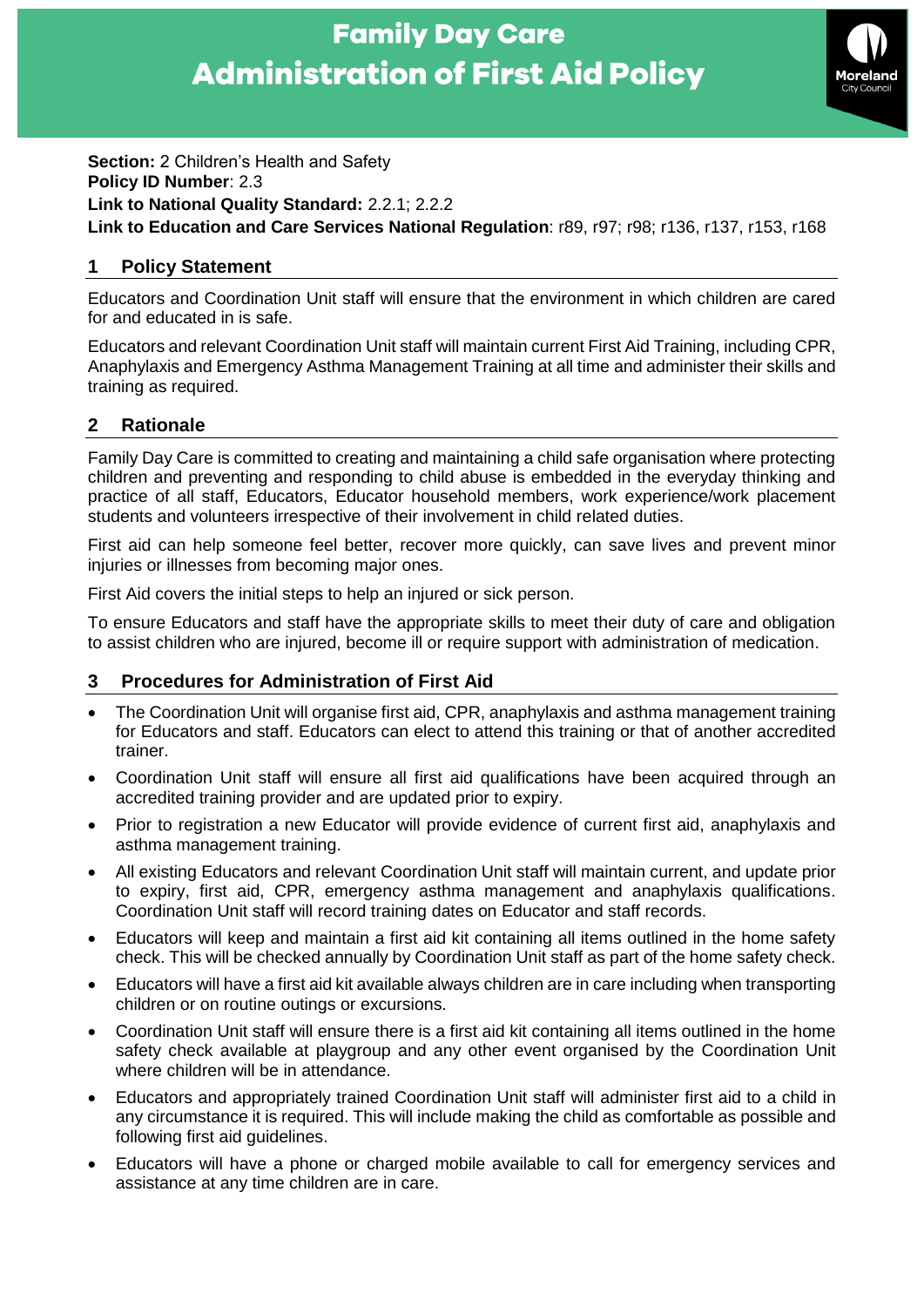# Family Day Care
# Administration of First Aid Policy

**Section:** 2 Children's Health and Safety
**Policy ID Number**: 2.3
**Link to National Quality Standard:** 2.2.1; 2.2.2
**Link to Education and Care Services National Regulation**: r89, r97; r98; r136, r137, r153, r168

## 1 Policy Statement

Educators and Coordination Unit staff will ensure that the environment in which children are cared for and educated in is safe.

Educators and relevant Coordination Unit staff will maintain current First Aid Training, including CPR, Anaphylaxis and Emergency Asthma Management Training at all time and administer their skills and training as required.

## 2 Rationale

Family Day Care is committed to creating and maintaining a child safe organisation where protecting children and preventing and responding to child abuse is embedded in the everyday thinking and practice of all staff, Educators, Educator household members, work experience/work placement students and volunteers irrespective of their involvement in child related duties.

First aid can help someone feel better, recover more quickly, can save lives and prevent minor injuries or illnesses from becoming major ones.

First Aid covers the initial steps to help an injured or sick person.

To ensure Educators and staff have the appropriate skills to meet their duty of care and obligation to assist children who are injured, become ill or require support with administration of medication.

## 3 Procedures for Administration of First Aid

- The Coordination Unit will organise first aid, CPR, anaphylaxis and asthma management training for Educators and staff. Educators can elect to attend this training or that of another accredited trainer.
- Coordination Unit staff will ensure all first aid qualifications have been acquired through an accredited training provider and are updated prior to expiry.
- Prior to registration a new Educator will provide evidence of current first aid, anaphylaxis and asthma management training.
- All existing Educators and relevant Coordination Unit staff will maintain current, and update prior to expiry, first aid, CPR, emergency asthma management and anaphylaxis qualifications. Coordination Unit staff will record training dates on Educator and staff records.
- Educators will keep and maintain a first aid kit containing all items outlined in the home safety check. This will be checked annually by Coordination Unit staff as part of the home safety check.
- Educators will have a first aid kit available always children are in care including when transporting children or on routine outings or excursions.
- Coordination Unit staff will ensure there is a first aid kit containing all items outlined in the home safety check available at playgroup and any other event organised by the Coordination Unit where children will be in attendance.
- Educators and appropriately trained Coordination Unit staff will administer first aid to a child in any circumstance it is required. This will include making the child as comfortable as possible and following first aid guidelines.
- Educators will have a phone or charged mobile available to call for emergency services and assistance at any time children are in care.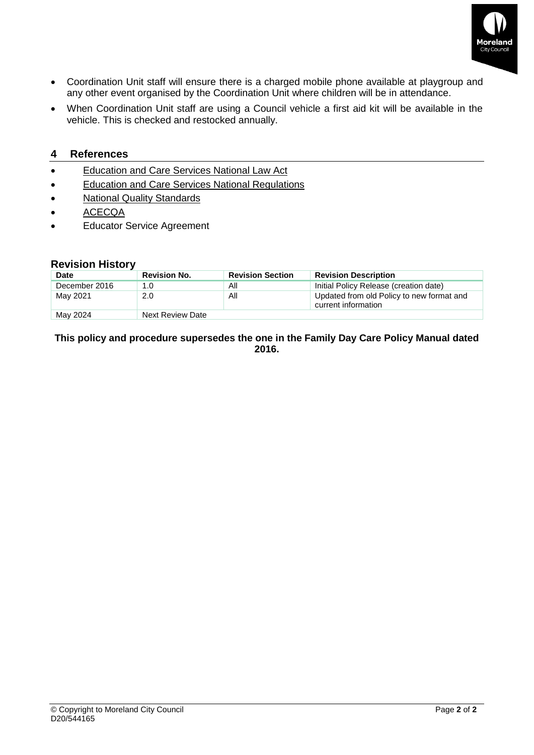- Coordination Unit staff will ensure there is a charged mobile phone available at playgroup and any other event organised by the Coordination Unit where children will be in attendance.
- When Coordination Unit staff are using a Council vehicle a first aid kit will be available in the vehicle. This is checked and restocked annually.

## 4 References

- Education and Care Services National Law Act
- Education and Care Services National Regulations
- National Quality Standards
- ACECQA
- Educator Service Agreement

## Revision History

| Date | Revision No. | Revision Section | Revision Description |
|---|---|---|---|
| December 2016 | 1.0 | All | Initial Policy Release (creation date) |
| May 2021 | 2.0 | All | Updated from old Policy to new format and current information |
| May 2024 | Next Review Date | | |

**This policy and procedure supersedes the one in the Family Day Care Policy Manual dated 2016.**

© Copyright to Moreland City Council
D20/544165